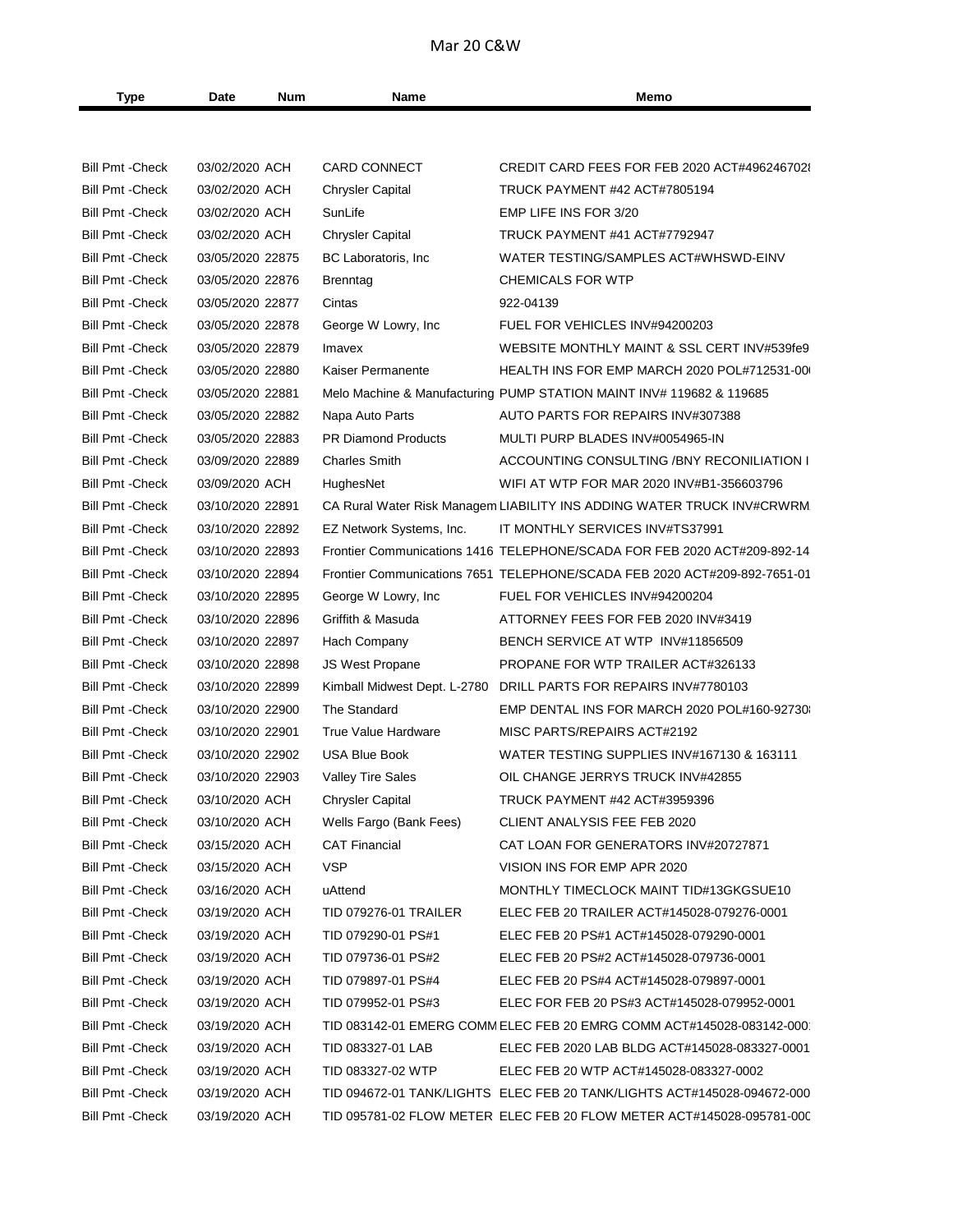# Mar 20 C&W

| Type | Date | Num | Name | Memo |
|---|---|---|---|---|
| Bill Pmt -Check | 03/02/2020 | ACH | CARD CONNECT | CREDIT CARD FEES FOR FEB 2020 ACT#4962467028 |
| Bill Pmt -Check | 03/02/2020 | ACH | Chrysler Capital | TRUCK PAYMENT #42 ACT#7805194 |
| Bill Pmt -Check | 03/02/2020 | ACH | SunLife | EMP LIFE INS FOR 3/20 |
| Bill Pmt -Check | 03/02/2020 | ACH | Chrysler Capital | TRUCK PAYMENT #41 ACT#7792947 |
| Bill Pmt -Check | 03/05/2020 | 22875 | BC Laboratoris, Inc | WATER TESTING/SAMPLES ACT#WHSWD-EINV |
| Bill Pmt -Check | 03/05/2020 | 22876 | Brenntag | CHEMICALS FOR WTP |
| Bill Pmt -Check | 03/05/2020 | 22877 | Cintas | 922-04139 |
| Bill Pmt -Check | 03/05/2020 | 22878 | George W Lowry, Inc | FUEL FOR VEHICLES INV#94200203 |
| Bill Pmt -Check | 03/05/2020 | 22879 | Imavex | WEBSITE MONTHLY MAINT & SSL CERT INV#539fe9 |
| Bill Pmt -Check | 03/05/2020 | 22880 | Kaiser Permanente | HEALTH INS FOR EMP MARCH 2020 POL#712531-00 |
| Bill Pmt -Check | 03/05/2020 | 22881 | Melo Machine & Manufacturing | PUMP STATION MAINT INV# 119682 & 119685 |
| Bill Pmt -Check | 03/05/2020 | 22882 | Napa Auto Parts | AUTO PARTS FOR REPAIRS INV#307388 |
| Bill Pmt -Check | 03/05/2020 | 22883 | PR Diamond Products | MULTI PURP BLADES INV#0054965-IN |
| Bill Pmt -Check | 03/09/2020 | 22889 | Charles Smith | ACCOUNTING CONSULTING /BNY RECONILIATION I |
| Bill Pmt -Check | 03/09/2020 | ACH | HughesNet | WIFI AT WTP FOR MAR 2020 INV#B1-356603796 |
| Bill Pmt -Check | 03/10/2020 | 22891 | CA Rural Water Risk Managem | LIABILITY INS ADDING WATER TRUCK INV#CRWRM |
| Bill Pmt -Check | 03/10/2020 | 22892 | EZ Network Systems, Inc. | IT MONTHLY SERVICES INV#TS37991 |
| Bill Pmt -Check | 03/10/2020 | 22893 | Frontier Communications 1416 | TELEPHONE/SCADA FOR FEB 2020 ACT#209-892-14 |
| Bill Pmt -Check | 03/10/2020 | 22894 | Frontier Communications 7651 | TELEPHONE/SCADA FEB 2020 ACT#209-892-7651-01 |
| Bill Pmt -Check | 03/10/2020 | 22895 | George W Lowry, Inc | FUEL FOR VEHICLES INV#94200204 |
| Bill Pmt -Check | 03/10/2020 | 22896 | Griffith & Masuda | ATTORNEY FEES FOR FEB 2020 INV#3419 |
| Bill Pmt -Check | 03/10/2020 | 22897 | Hach Company | BENCH SERVICE AT WTP INV#11856509 |
| Bill Pmt -Check | 03/10/2020 | 22898 | JS West Propane | PROPANE FOR WTP TRAILER ACT#326133 |
| Bill Pmt -Check | 03/10/2020 | 22899 | Kimball Midwest Dept. L-2780 | DRILL PARTS FOR REPAIRS INV#7780103 |
| Bill Pmt -Check | 03/10/2020 | 22900 | The Standard | EMP DENTAL INS FOR MARCH 2020 POL#160-92730 |
| Bill Pmt -Check | 03/10/2020 | 22901 | True Value Hardware | MISC PARTS/REPAIRS ACT#2192 |
| Bill Pmt -Check | 03/10/2020 | 22902 | USA Blue Book | WATER TESTING SUPPLIES INV#167130 & 163111 |
| Bill Pmt -Check | 03/10/2020 | 22903 | Valley Tire Sales | OIL CHANGE JERRYS TRUCK INV#42855 |
| Bill Pmt -Check | 03/10/2020 | ACH | Chrysler Capital | TRUCK PAYMENT #42 ACT#3959396 |
| Bill Pmt -Check | 03/10/2020 | ACH | Wells Fargo (Bank Fees) | CLIENT ANALYSIS FEE FEB 2020 |
| Bill Pmt -Check | 03/15/2020 | ACH | CAT Financial | CAT LOAN FOR GENERATORS INV#20727871 |
| Bill Pmt -Check | 03/15/2020 | ACH | VSP | VISION INS FOR EMP APR 2020 |
| Bill Pmt -Check | 03/16/2020 | ACH | uAttend | MONTHLY TIMECLOCK MAINT TID#13GKGSUE10 |
| Bill Pmt -Check | 03/19/2020 | ACH | TID 079276-01 TRAILER | ELEC FEB 20 TRAILER ACT#145028-079276-0001 |
| Bill Pmt -Check | 03/19/2020 | ACH | TID 079290-01 PS#1 | ELEC FEB 20 PS#1 ACT#145028-079290-0001 |
| Bill Pmt -Check | 03/19/2020 | ACH | TID 079736-01 PS#2 | ELEC FEB 20 PS#2 ACT#145028-079736-0001 |
| Bill Pmt -Check | 03/19/2020 | ACH | TID 079897-01 PS#4 | ELEC FEB 20 PS#4 ACT#145028-079897-0001 |
| Bill Pmt -Check | 03/19/2020 | ACH | TID 079952-01 PS#3 | ELEC FOR FEB 20 PS#3 ACT#145028-079952-0001 |
| Bill Pmt -Check | 03/19/2020 | ACH | TID 083142-01 EMERG COMM | ELEC FEB 20 EMRG COMM ACT#145028-083142-000 |
| Bill Pmt -Check | 03/19/2020 | ACH | TID 083327-01 LAB | ELEC FEB 2020 LAB BLDG ACT#145028-083327-0001 |
| Bill Pmt -Check | 03/19/2020 | ACH | TID 083327-02 WTP | ELEC FEB 20 WTP ACT#145028-083327-0002 |
| Bill Pmt -Check | 03/19/2020 | ACH | TID 094672-01 TANK/LIGHTS | ELEC FEB 20 TANK/LIGHTS ACT#145028-094672-000 |
| Bill Pmt -Check | 03/19/2020 | ACH | TID 095781-02 FLOW METER | ELEC FEB 20 FLOW METER ACT#145028-095781-000 |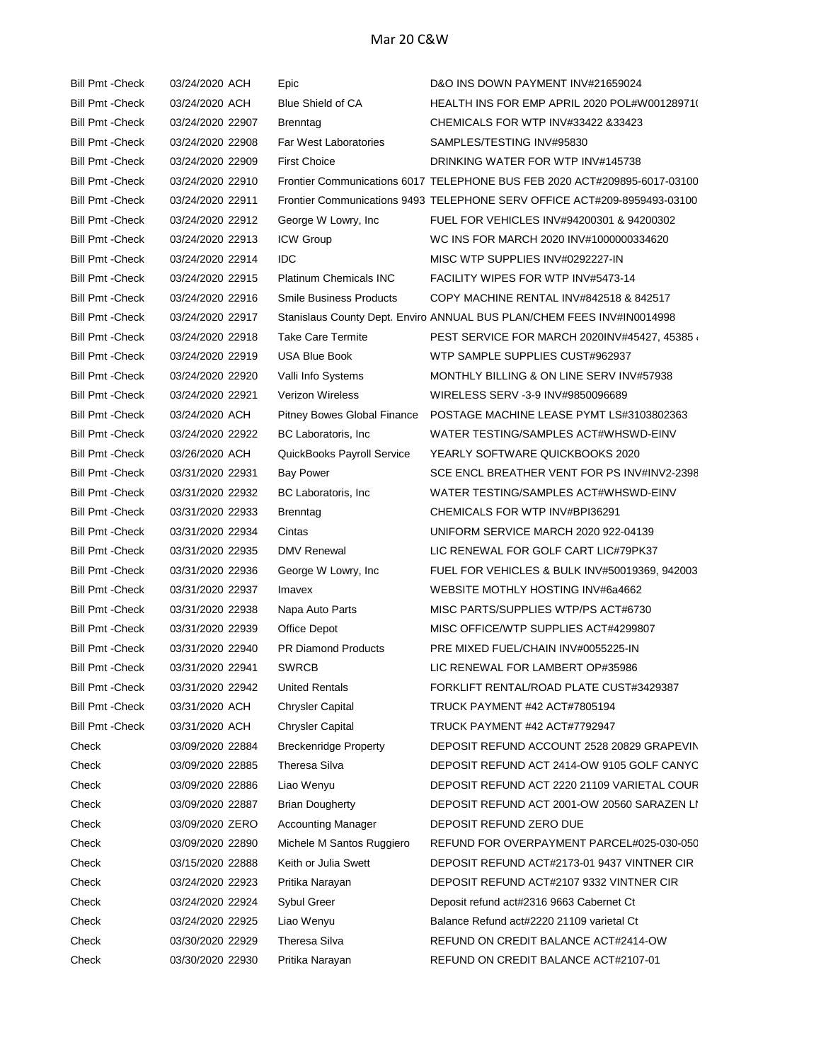# Mar 20 C&W

| | | | | |
|---|---|---|---|---|
| Bill Pmt -Check | 03/24/2020 | ACH | Epic | D&O INS DOWN PAYMENT INV#21659024 |
| Bill Pmt -Check | 03/24/2020 | ACH | Blue Shield of CA | HEALTH INS FOR EMP APRIL 2020 POL#W00128971( |
| Bill Pmt -Check | 03/24/2020 | 22907 | Brenntag | CHEMICALS FOR WTP INV#33422 &33423 |
| Bill Pmt -Check | 03/24/2020 | 22908 | Far West Laboratories | SAMPLES/TESTING INV#95830 |
| Bill Pmt -Check | 03/24/2020 | 22909 | First Choice | DRINKING WATER FOR WTP INV#145738 |
| Bill Pmt -Check | 03/24/2020 | 22910 | Frontier Communications 6017 | TELEPHONE BUS FEB 2020 ACT#209895-6017-03100 |
| Bill Pmt -Check | 03/24/2020 | 22911 | Frontier Communications 9493 | TELEPHONE SERV OFFICE ACT#209-8959493-03100 |
| Bill Pmt -Check | 03/24/2020 | 22912 | George W Lowry, Inc | FUEL FOR VEHICLES INV#94200301 & 94200302 |
| Bill Pmt -Check | 03/24/2020 | 22913 | ICW Group | WC INS FOR MARCH 2020 INV#1000000334620 |
| Bill Pmt -Check | 03/24/2020 | 22914 | IDC | MISC WTP SUPPLIES INV#0292227-IN |
| Bill Pmt -Check | 03/24/2020 | 22915 | Platinum Chemicals INC | FACILITY WIPES FOR WTP INV#5473-14 |
| Bill Pmt -Check | 03/24/2020 | 22916 | Smile Business Products | COPY MACHINE RENTAL INV#842518 & 842517 |
| Bill Pmt -Check | 03/24/2020 | 22917 | Stanislaus County Dept. Enviro | ANNUAL BUS PLAN/CHEM FEES INV#IN0014998 |
| Bill Pmt -Check | 03/24/2020 | 22918 | Take Care Termite | PEST SERVICE FOR MARCH 2020INV#45427, 45385 |
| Bill Pmt -Check | 03/24/2020 | 22919 | USA Blue Book | WTP SAMPLE SUPPLIES CUST#962937 |
| Bill Pmt -Check | 03/24/2020 | 22920 | Valli Info Systems | MONTHLY BILLING & ON LINE SERV INV#57938 |
| Bill Pmt -Check | 03/24/2020 | 22921 | Verizon Wireless | WIRELESS SERV -3-9 INV#9850096689 |
| Bill Pmt -Check | 03/24/2020 | ACH | Pitney Bowes Global Finance | POSTAGE MACHINE LEASE PYMT LS#3103802363 |
| Bill Pmt -Check | 03/24/2020 | 22922 | BC Laboratoris, Inc | WATER TESTING/SAMPLES ACT#WHSWD-EINV |
| Bill Pmt -Check | 03/26/2020 | ACH | QuickBooks Payroll Service | YEARLY SOFTWARE QUICKBOOKS 2020 |
| Bill Pmt -Check | 03/31/2020 | 22931 | Bay Power | SCE ENCL BREATHER VENT FOR PS INV#INV2-2398 |
| Bill Pmt -Check | 03/31/2020 | 22932 | BC Laboratoris, Inc | WATER TESTING/SAMPLES ACT#WHSWD-EINV |
| Bill Pmt -Check | 03/31/2020 | 22933 | Brenntag | CHEMICALS FOR WTP INV#BPI36291 |
| Bill Pmt -Check | 03/31/2020 | 22934 | Cintas | UNIFORM SERVICE MARCH 2020 922-04139 |
| Bill Pmt -Check | 03/31/2020 | 22935 | DMV Renewal | LIC RENEWAL FOR GOLF CART LIC#79PK37 |
| Bill Pmt -Check | 03/31/2020 | 22936 | George W Lowry, Inc | FUEL FOR VEHICLES & BULK INV#50019369, 942003 |
| Bill Pmt -Check | 03/31/2020 | 22937 | Imavex | WEBSITE MOTHLY HOSTING INV#6a4662 |
| Bill Pmt -Check | 03/31/2020 | 22938 | Napa Auto Parts | MISC PARTS/SUPPLIES WTP/PS ACT#6730 |
| Bill Pmt -Check | 03/31/2020 | 22939 | Office Depot | MISC OFFICE/WTP SUPPLIES ACT#4299807 |
| Bill Pmt -Check | 03/31/2020 | 22940 | PR Diamond Products | PRE MIXED FUEL/CHAIN INV#0055225-IN |
| Bill Pmt -Check | 03/31/2020 | 22941 | SWRCB | LIC RENEWAL FOR LAMBERT OP#35986 |
| Bill Pmt -Check | 03/31/2020 | 22942 | United Rentals | FORKLIFT RENTAL/ROAD PLATE CUST#3429387 |
| Bill Pmt -Check | 03/31/2020 | ACH | Chrysler Capital | TRUCK PAYMENT #42 ACT#7805194 |
| Bill Pmt -Check | 03/31/2020 | ACH | Chrysler Capital | TRUCK PAYMENT #42 ACT#7792947 |
| Check | 03/09/2020 | 22884 | Breckenridge Property | DEPOSIT REFUND ACCOUNT 2528 20829 GRAPEVIN |
| Check | 03/09/2020 | 22885 | Theresa Silva | DEPOSIT REFUND ACT 2414-OW 9105 GOLF CANYC |
| Check | 03/09/2020 | 22886 | Liao Wenyu | DEPOSIT REFUND ACT 2220 21109 VARIETAL COUR |
| Check | 03/09/2020 | 22887 | Brian Dougherty | DEPOSIT REFUND ACT 2001-OW 20560 SARAZEN LI |
| Check | 03/09/2020 | ZERO | Accounting Manager | DEPOSIT REFUND ZERO DUE |
| Check | 03/09/2020 | 22890 | Michele M Santos Ruggiero | REFUND FOR OVERPAYMENT PARCEL#025-030-050 |
| Check | 03/15/2020 | 22888 | Keith or Julia Swett | DEPOSIT REFUND ACT#2173-01 9437 VINTNER CIR |
| Check | 03/24/2020 | 22923 | Pritika Narayan | DEPOSIT REFUND ACT#2107 9332 VINTNER CIR |
| Check | 03/24/2020 | 22924 | Sybul Greer | Deposit refund act#2316 9663 Cabernet Ct |
| Check | 03/24/2020 | 22925 | Liao Wenyu | Balance Refund act#2220 21109 varietal Ct |
| Check | 03/30/2020 | 22929 | Theresa Silva | REFUND ON CREDIT BALANCE ACT#2414-OW |
| Check | 03/30/2020 | 22930 | Pritika Narayan | REFUND ON CREDIT BALANCE ACT#2107-01 |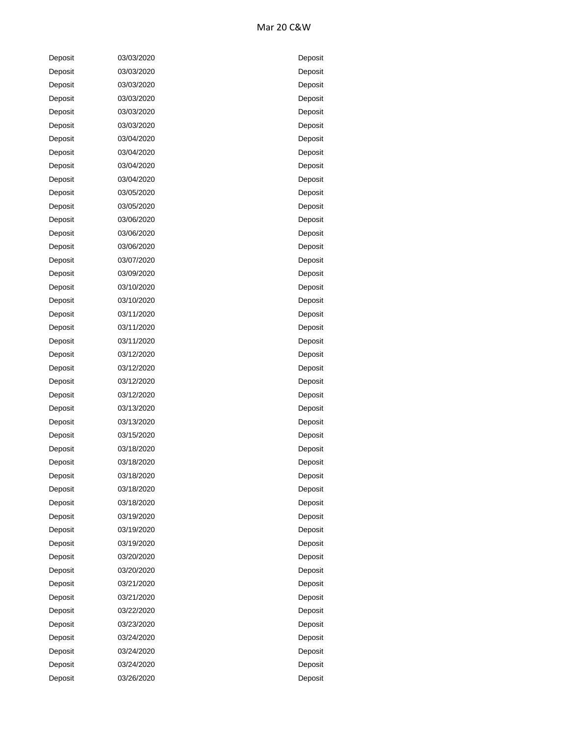# Mar 20 C&W

| | | |
|---|---|---|
| Deposit | 03/03/2020 | Deposit |
| Deposit | 03/03/2020 | Deposit |
| Deposit | 03/03/2020 | Deposit |
| Deposit | 03/03/2020 | Deposit |
| Deposit | 03/03/2020 | Deposit |
| Deposit | 03/03/2020 | Deposit |
| Deposit | 03/04/2020 | Deposit |
| Deposit | 03/04/2020 | Deposit |
| Deposit | 03/04/2020 | Deposit |
| Deposit | 03/04/2020 | Deposit |
| Deposit | 03/05/2020 | Deposit |
| Deposit | 03/05/2020 | Deposit |
| Deposit | 03/06/2020 | Deposit |
| Deposit | 03/06/2020 | Deposit |
| Deposit | 03/06/2020 | Deposit |
| Deposit | 03/07/2020 | Deposit |
| Deposit | 03/09/2020 | Deposit |
| Deposit | 03/10/2020 | Deposit |
| Deposit | 03/10/2020 | Deposit |
| Deposit | 03/11/2020 | Deposit |
| Deposit | 03/11/2020 | Deposit |
| Deposit | 03/11/2020 | Deposit |
| Deposit | 03/12/2020 | Deposit |
| Deposit | 03/12/2020 | Deposit |
| Deposit | 03/12/2020 | Deposit |
| Deposit | 03/12/2020 | Deposit |
| Deposit | 03/13/2020 | Deposit |
| Deposit | 03/13/2020 | Deposit |
| Deposit | 03/15/2020 | Deposit |
| Deposit | 03/18/2020 | Deposit |
| Deposit | 03/18/2020 | Deposit |
| Deposit | 03/18/2020 | Deposit |
| Deposit | 03/18/2020 | Deposit |
| Deposit | 03/18/2020 | Deposit |
| Deposit | 03/19/2020 | Deposit |
| Deposit | 03/19/2020 | Deposit |
| Deposit | 03/19/2020 | Deposit |
| Deposit | 03/20/2020 | Deposit |
| Deposit | 03/20/2020 | Deposit |
| Deposit | 03/21/2020 | Deposit |
| Deposit | 03/21/2020 | Deposit |
| Deposit | 03/22/2020 | Deposit |
| Deposit | 03/23/2020 | Deposit |
| Deposit | 03/24/2020 | Deposit |
| Deposit | 03/24/2020 | Deposit |
| Deposit | 03/24/2020 | Deposit |
| Deposit | 03/26/2020 | Deposit |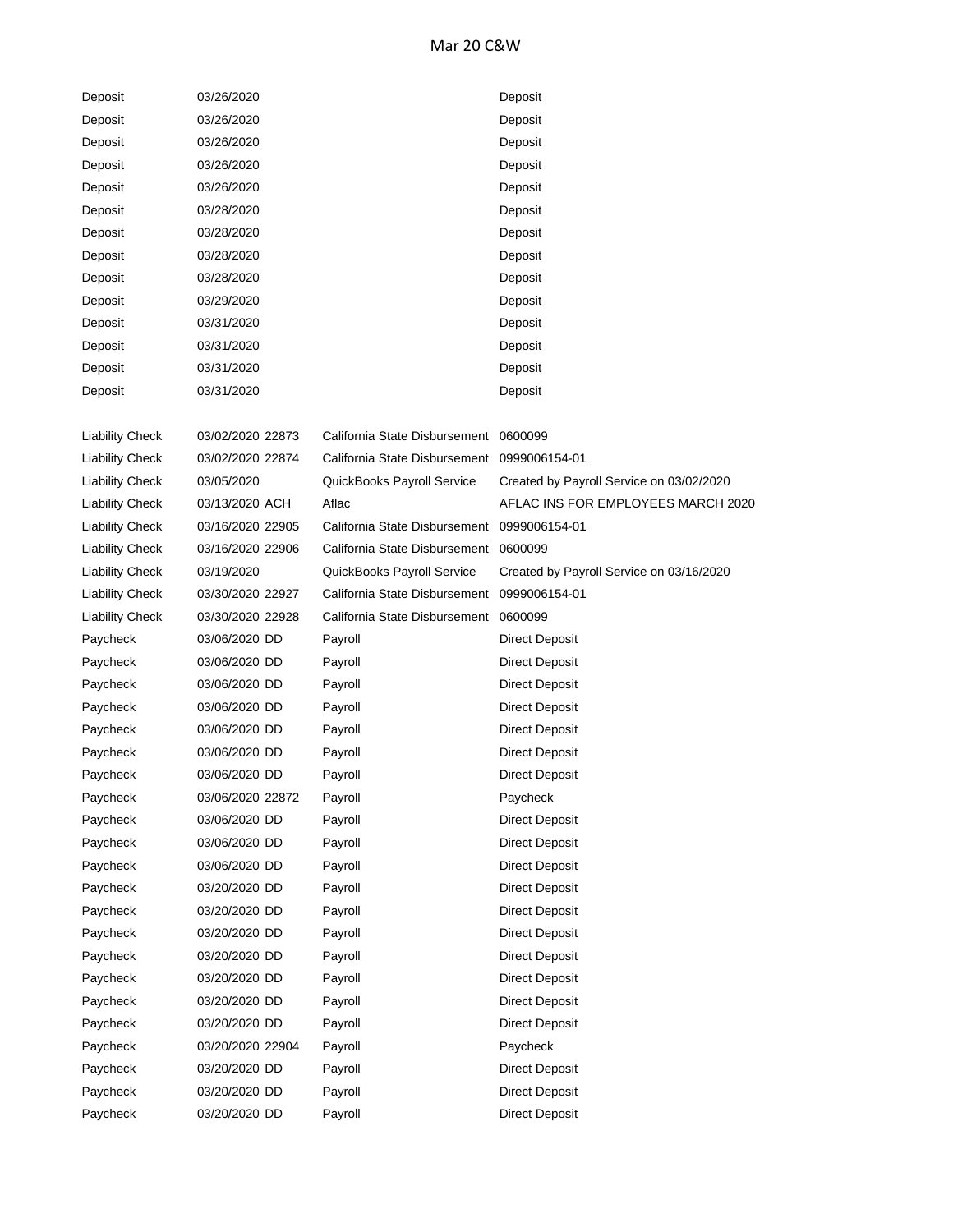| | | | |
|---|---|---|---|
| Deposit | 03/26/2020 | | Deposit |
| Deposit | 03/26/2020 | | Deposit |
| Deposit | 03/26/2020 | | Deposit |
| Deposit | 03/26/2020 | | Deposit |
| Deposit | 03/26/2020 | | Deposit |
| Deposit | 03/28/2020 | | Deposit |
| Deposit | 03/28/2020 | | Deposit |
| Deposit | 03/28/2020 | | Deposit |
| Deposit | 03/28/2020 | | Deposit |
| Deposit | 03/29/2020 | | Deposit |
| Deposit | 03/31/2020 | | Deposit |
| Deposit | 03/31/2020 | | Deposit |
| Deposit | 03/31/2020 | | Deposit |
| Deposit | 03/31/2020 | | Deposit |
| | | | |
| Liability Check | 03/02/2020 22873 | California State Disbursement | 0600099 |
| Liability Check | 03/02/2020 22874 | California State Disbursement | 0999006154-01 |
| Liability Check | 03/05/2020 | QuickBooks Payroll Service | Created by Payroll Service on 03/02/2020 |
| Liability Check | 03/13/2020 ACH | Aflac | AFLAC INS FOR EMPLOYEES MARCH 2020 |
| Liability Check | 03/16/2020 22905 | California State Disbursement | 0999006154-01 |
| Liability Check | 03/16/2020 22906 | California State Disbursement | 0600099 |
| Liability Check | 03/19/2020 | QuickBooks Payroll Service | Created by Payroll Service on 03/16/2020 |
| Liability Check | 03/30/2020 22927 | California State Disbursement | 0999006154-01 |
| Liability Check | 03/30/2020 22928 | California State Disbursement | 0600099 |
| Paycheck | 03/06/2020 DD | Payroll | Direct Deposit |
| Paycheck | 03/06/2020 DD | Payroll | Direct Deposit |
| Paycheck | 03/06/2020 DD | Payroll | Direct Deposit |
| Paycheck | 03/06/2020 DD | Payroll | Direct Deposit |
| Paycheck | 03/06/2020 DD | Payroll | Direct Deposit |
| Paycheck | 03/06/2020 DD | Payroll | Direct Deposit |
| Paycheck | 03/06/2020 DD | Payroll | Direct Deposit |
| Paycheck | 03/06/2020 22872 | Payroll | Paycheck |
| Paycheck | 03/06/2020 DD | Payroll | Direct Deposit |
| Paycheck | 03/06/2020 DD | Payroll | Direct Deposit |
| Paycheck | 03/06/2020 DD | Payroll | Direct Deposit |
| Paycheck | 03/20/2020 DD | Payroll | Direct Deposit |
| Paycheck | 03/20/2020 DD | Payroll | Direct Deposit |
| Paycheck | 03/20/2020 DD | Payroll | Direct Deposit |
| Paycheck | 03/20/2020 DD | Payroll | Direct Deposit |
| Paycheck | 03/20/2020 DD | Payroll | Direct Deposit |
| Paycheck | 03/20/2020 DD | Payroll | Direct Deposit |
| Paycheck | 03/20/2020 DD | Payroll | Direct Deposit |
| Paycheck | 03/20/2020 22904 | Payroll | Paycheck |
| Paycheck | 03/20/2020 DD | Payroll | Direct Deposit |
| Paycheck | 03/20/2020 DD | Payroll | Direct Deposit |
| Paycheck | 03/20/2020 DD | Payroll | Direct Deposit |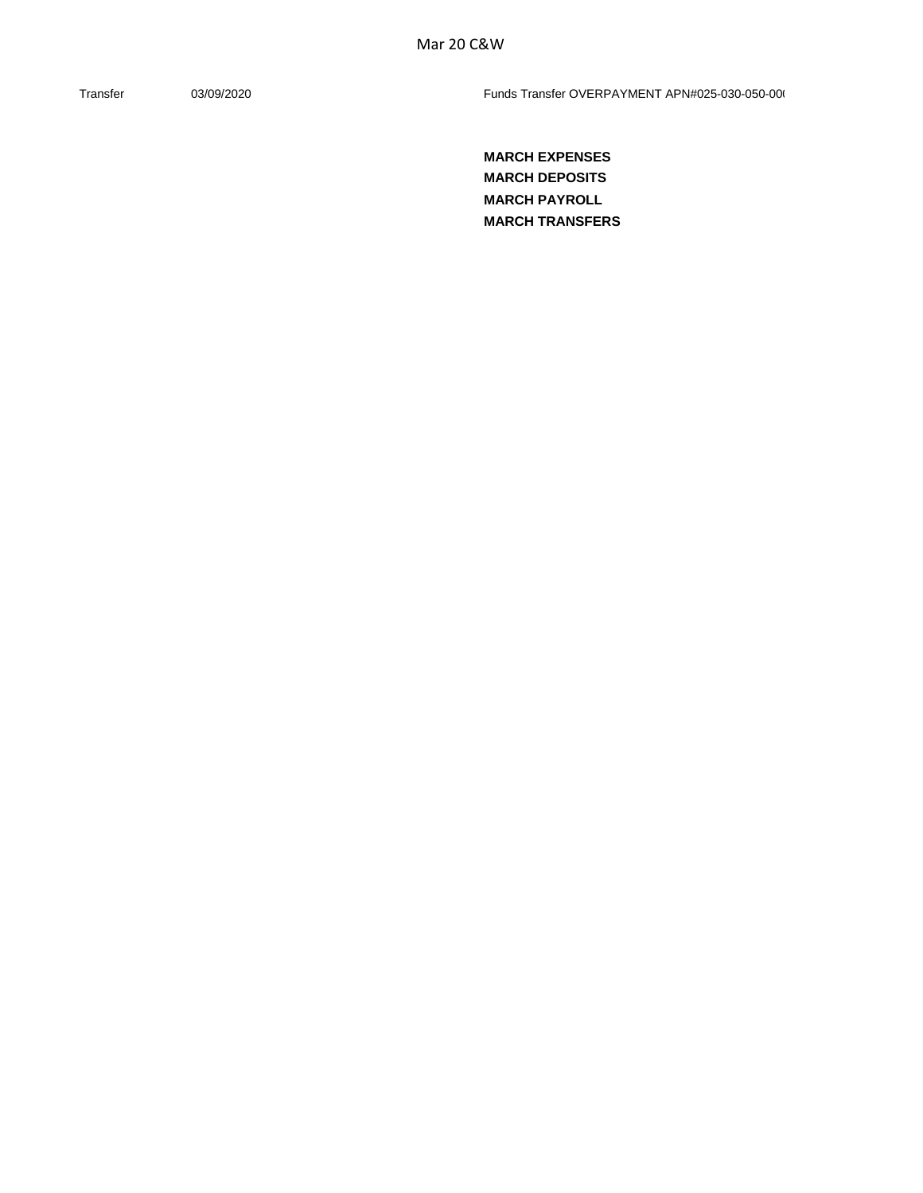Mar 20 C&W

| Transfer | 03/09/2020 | Funds Transfer OVERPAYMENT APN#025-030-050-00( |
| --- | --- | --- |

**MARCH EXPENSES**
**MARCH DEPOSITS**
**MARCH PAYROLL**
**MARCH TRANSFERS**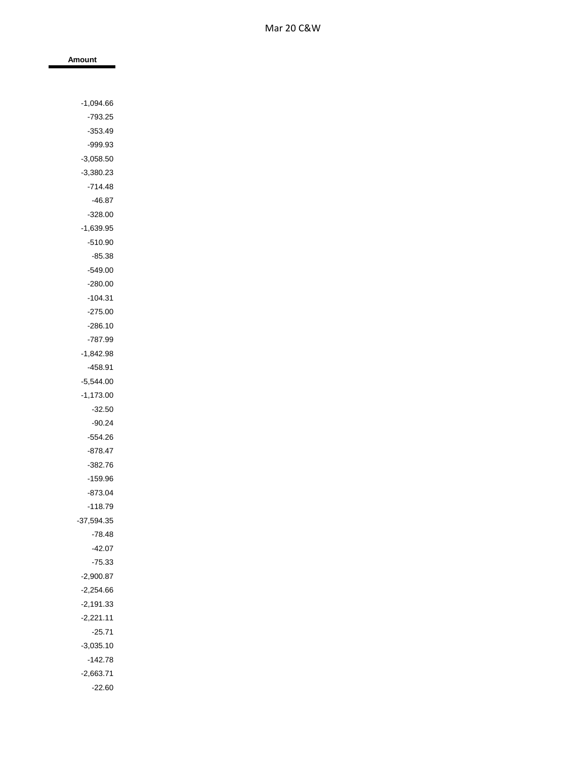Mar 20 C&W

| Amount |
| ---: |
| -1,094.66 |
| -793.25 |
| -353.49 |
| -999.93 |
| -3,058.50 |
| -3,380.23 |
| -714.48 |
| -46.87 |
| -328.00 |
| -1,639.95 |
| -510.90 |
| -85.38 |
| -549.00 |
| -280.00 |
| -104.31 |
| -275.00 |
| -286.10 |
| -787.99 |
| -1,842.98 |
| -458.91 |
| -5,544.00 |
| -1,173.00 |
| -32.50 |
| -90.24 |
| -554.26 |
| -878.47 |
| -382.76 |
| -159.96 |
| -873.04 |
| -118.79 |
| -37,594.35 |
| -78.48 |
| -42.07 |
| -75.33 |
| -2,900.87 |
| -2,254.66 |
| -2,191.33 |
| -2,221.11 |
| -25.71 |
| -3,035.10 |
| -142.78 |
| -2,663.71 |
| -22.60 |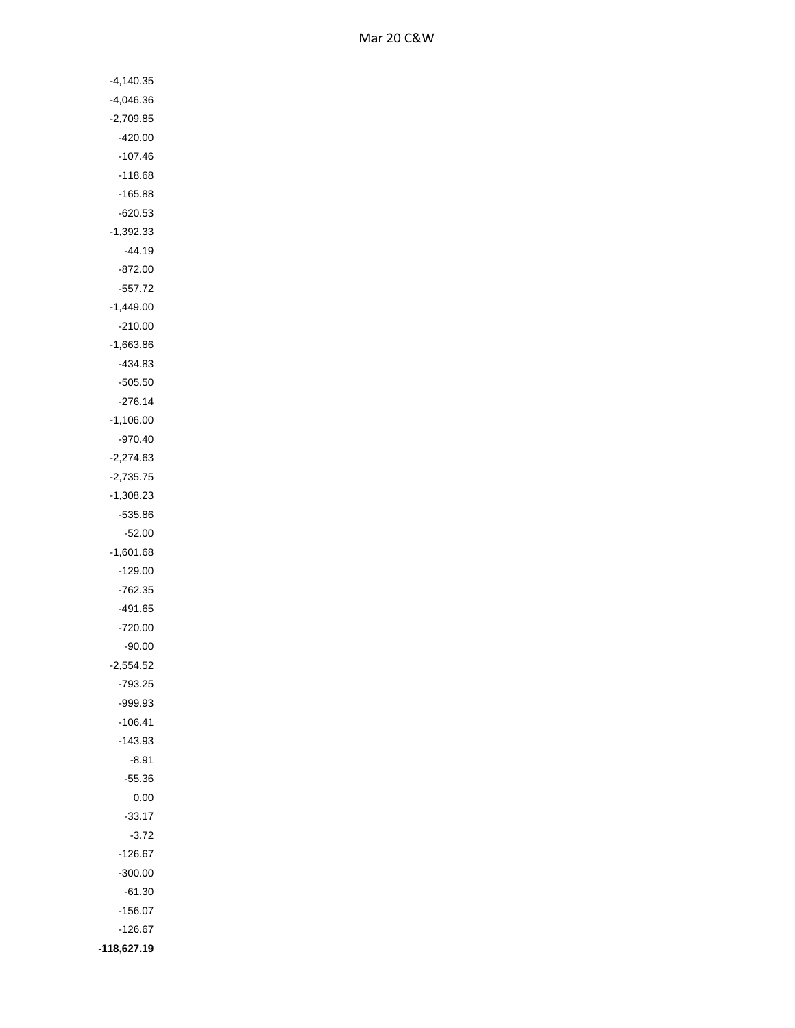Mar 20 C&W

| |
|---:|
| -4,140.35 |
| -4,046.36 |
| -2,709.85 |
| -420.00 |
| -107.46 |
| -118.68 |
| -165.88 |
| -620.53 |
| -1,392.33 |
| -44.19 |
| -872.00 |
| -557.72 |
| -1,449.00 |
| -210.00 |
| -1,663.86 |
| -434.83 |
| -505.50 |
| -276.14 |
| -1,106.00 |
| -970.40 |
| -2,274.63 |
| -2,735.75 |
| -1,308.23 |
| -535.86 |
| -52.00 |
| -1,601.68 |
| -129.00 |
| -762.35 |
| -491.65 |
| -720.00 |
| -90.00 |
| -2,554.52 |
| -793.25 |
| -999.93 |
| -106.41 |
| -143.93 |
| -8.91 |
| -55.36 |
| 0.00 |
| -33.17 |
| -3.72 |
| -126.67 |
| -300.00 |
| -61.30 |
| -156.07 |
| -126.67 |
| **-118,627.19** |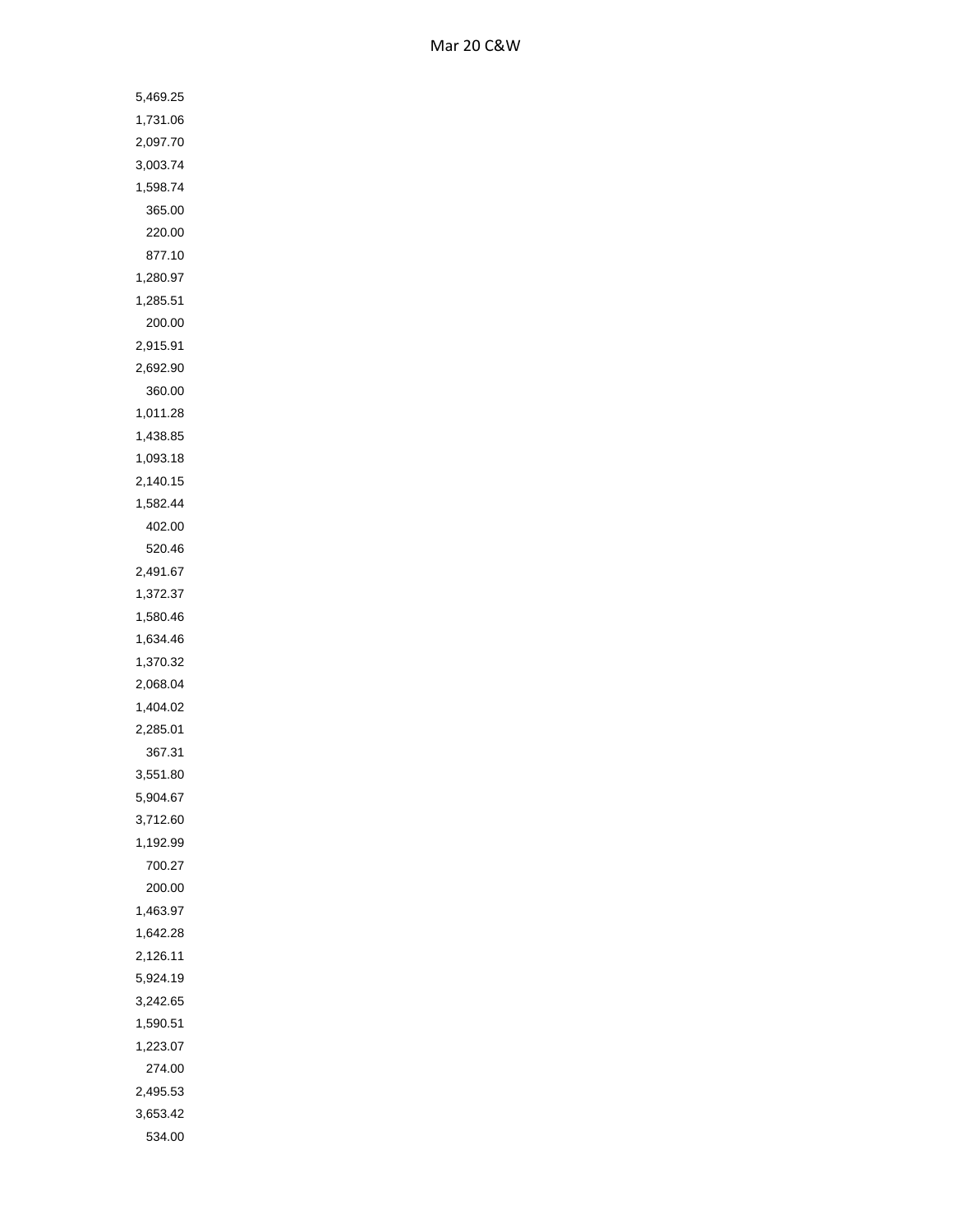Mar 20 C&W

5,469.25
1,731.06
2,097.70
3,003.74
1,598.74
365.00
220.00
877.10
1,280.97
1,285.51
200.00
2,915.91
2,692.90
360.00
1,011.28
1,438.85
1,093.18
2,140.15
1,582.44
402.00
520.46
2,491.67
1,372.37
1,580.46
1,634.46
1,370.32
2,068.04
1,404.02
2,285.01
367.31
3,551.80
5,904.67
3,712.60
1,192.99
700.27
200.00
1,463.97
1,642.28
2,126.11
5,924.19
3,242.65
1,590.51
1,223.07
274.00
2,495.53
3,653.42
534.00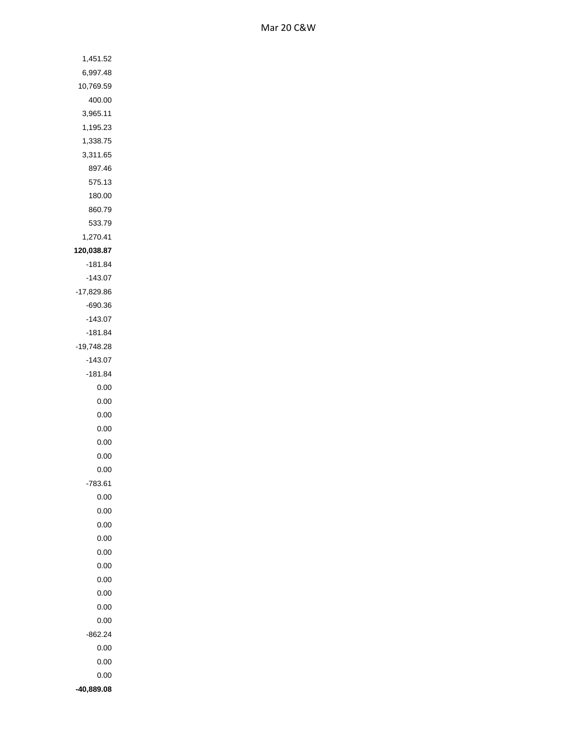Mar 20 C&W

| |
|---:|
| 1,451.52 |
| 6,997.48 |
| 10,769.59 |
| 400.00 |
| 3,965.11 |
| 1,195.23 |
| 1,338.75 |
| 3,311.65 |
| 897.46 |
| 575.13 |
| 180.00 |
| 860.79 |
| 533.79 |
| 1,270.41 |
| **120,038.87** |
| -181.84 |
| -143.07 |
| -17,829.86 |
| -690.36 |
| -143.07 |
| -181.84 |
| -19,748.28 |
| -143.07 |
| -181.84 |
| 0.00 |
| 0.00 |
| 0.00 |
| 0.00 |
| 0.00 |
| 0.00 |
| 0.00 |
| -783.61 |
| 0.00 |
| 0.00 |
| 0.00 |
| 0.00 |
| 0.00 |
| 0.00 |
| 0.00 |
| 0.00 |
| 0.00 |
| 0.00 |
| -862.24 |
| 0.00 |
| 0.00 |
| 0.00 |
| **-40,889.08** |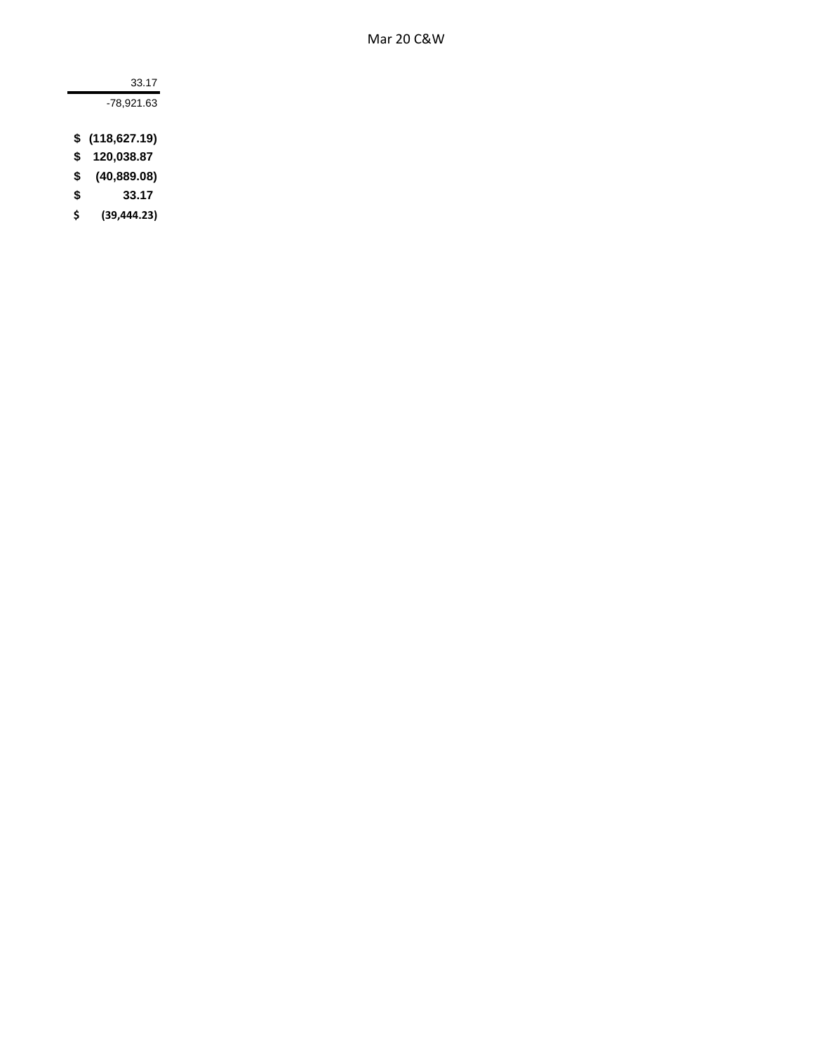Mar 20 C&W

| |
|---|
| 33.17 |
| -78,921.63 |

| | |
|---|---|
| **$** | **(118,627.19)** |
| **$** | **120,038.87** |
| **$** | **(40,889.08)** |
| **$** | **33.17** |
| **$** | **(39,444.23)** |